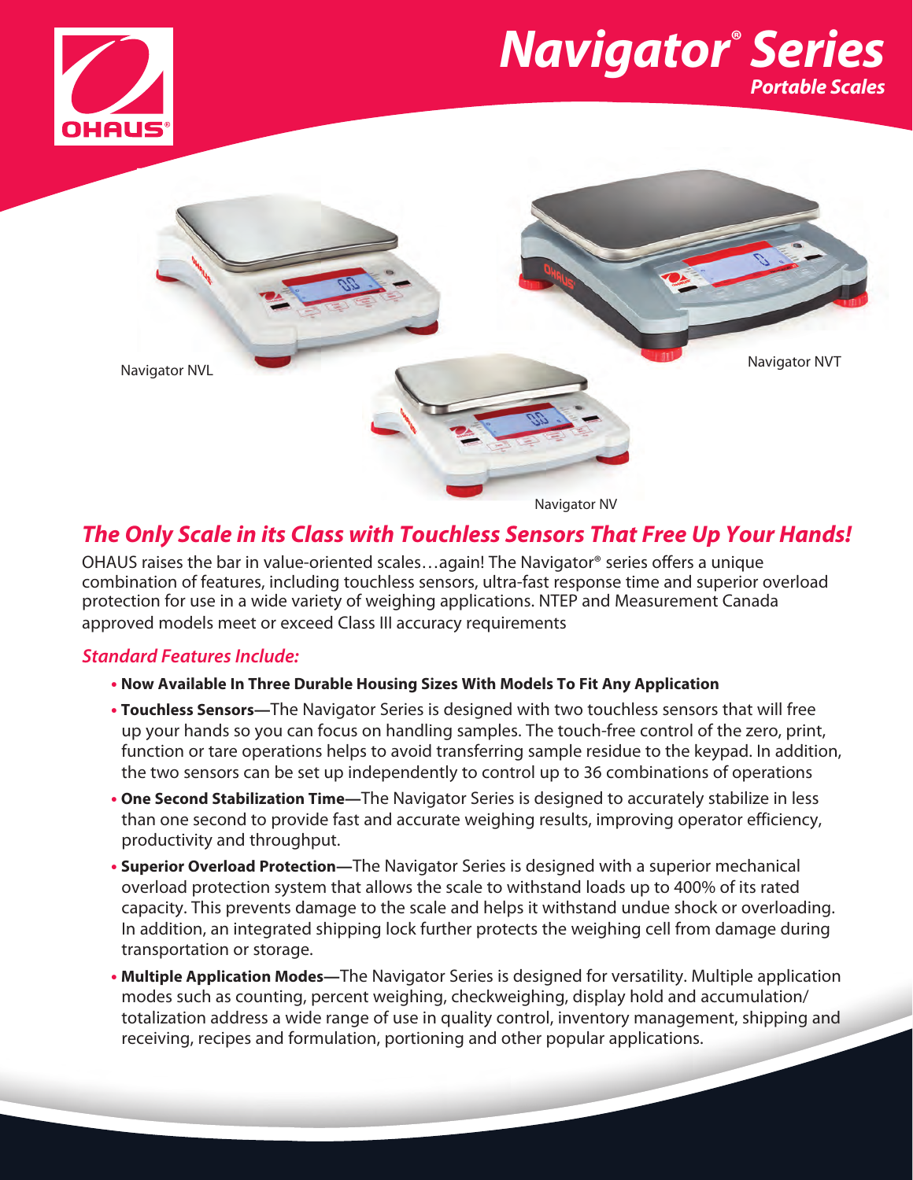# Navigator® Series

## Portable Scales

Navigator NVL

Navigator NVT

Navigator NV

## The Only Scale in its Class with Touchless Sensors That Free Up Your Hands!

OHAUS raises the bar in value-oriented scales…again! The Navigator® series offers a unique combination of features, including touchless sensors, ultra-fast response time and superior overload protection for use in a wide variety of weighing applications. NTEP and Measurement Canada approved models meet or exceed Class III accuracy requirements

### Standard Features Include:

- **Now Available In Three Durable Housing Sizes With Models To Fit Any Application**
- **Touchless Sensors**—The Navigator Series is designed with two touchless sensors that will free up your hands so you can focus on handling samples. The touch-free control of the zero, print, function or tare operations helps to avoid transferring sample residue to the keypad. In addition, the two sensors can be set up independently to control up to 36 combinations of operations
- **One Second Stabilization Time**—The Navigator Series is designed to accurately stabilize in less than one second to provide fast and accurate weighing results, improving operator efficiency, productivity and throughput.
- **Superior Overload Protection**—The Navigator Series is designed with a superior mechanical overload protection system that allows the scale to withstand loads up to 400% of its rated capacity. This prevents damage to the scale and helps it withstand undue shock or overloading. In addition, an integrated shipping lock further protects the weighing cell from damage during transportation or storage.
- **Multiple Application Modes**—The Navigator Series is designed for versatility. Multiple application modes such as counting, percent weighing, checkweighing, display hold and accumulation/totalization address a wide range of use in quality control, inventory management, shipping and receiving, recipes and formulation, portioning and other popular applications.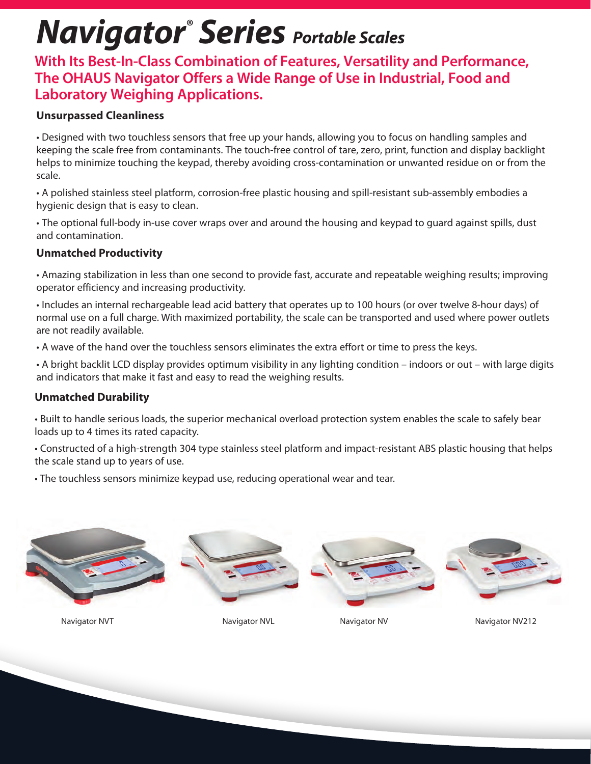# Navigator® Series *Portable Scales*

## With Its Best-In-Class Combination of Features, Versatility and Performance, The OHAUS Navigator Offers a Wide Range of Use in Industrial, Food and Laboratory Weighing Applications.

### Unsurpassed Cleanliness

- Designed with two touchless sensors that free up your hands, allowing you to focus on handling samples and keeping the scale free from contaminants. The touch-free control of tare, zero, print, function and display backlight helps to minimize touching the keypad, thereby avoiding cross-contamination or unwanted residue on or from the scale.
- A polished stainless steel platform, corrosion-free plastic housing and spill-resistant sub-assembly embodies a hygienic design that is easy to clean.
- The optional full-body in-use cover wraps over and around the housing and keypad to guard against spills, dust and contamination.

### Unmatched Productivity

- Amazing stabilization in less than one second to provide fast, accurate and repeatable weighing results; improving operator efficiency and increasing productivity.
- Includes an internal rechargeable lead acid battery that operates up to 100 hours (or over twelve 8-hour days) of normal use on a full charge. With maximized portability, the scale can be transported and used where power outlets are not readily available.
- A wave of the hand over the touchless sensors eliminates the extra effort or time to press the keys.
- A bright backlit LCD display provides optimum visibility in any lighting condition – indoors or out – with large digits and indicators that make it fast and easy to read the weighing results.

### Unmatched Durability

- Built to handle serious loads, the superior mechanical overload protection system enables the scale to safely bear loads up to 4 times its rated capacity.
- Constructed of a high-strength 304 type stainless steel platform and impact-resistant ABS plastic housing that helps the scale stand up to years of use.
- The touchless sensors minimize keypad use, reducing operational wear and tear.

Navigator NVT

Navigator NVL

Navigator NV

Navigator NV212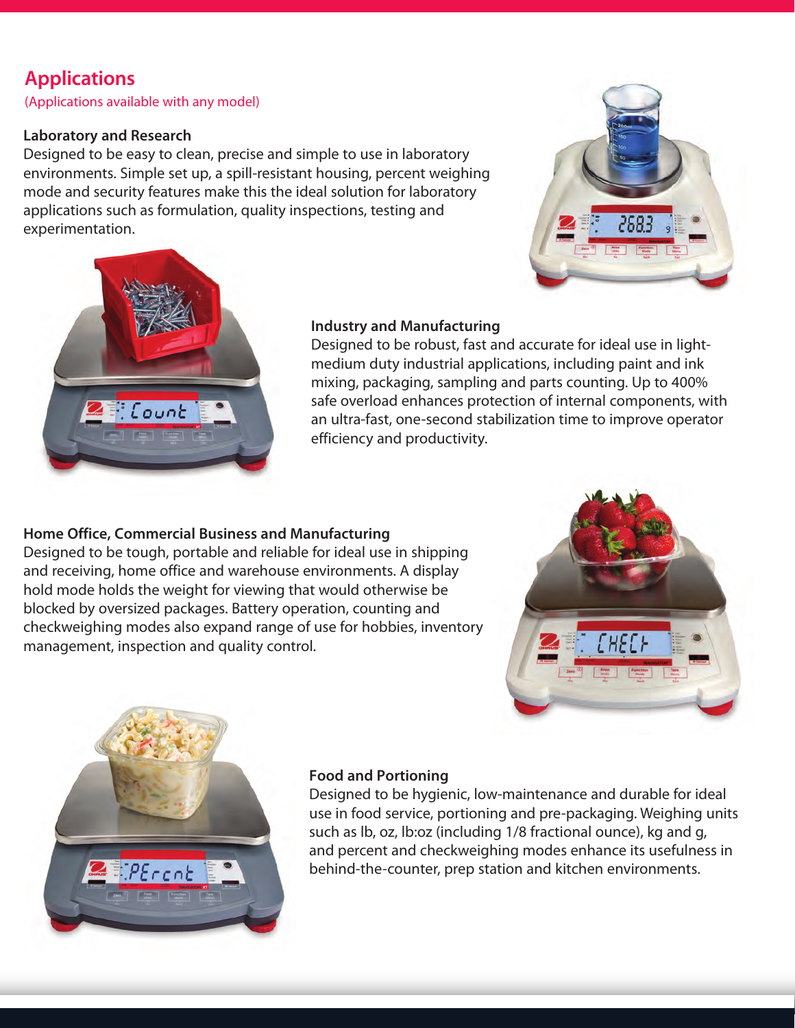## Applications

(Applications available with any model)

### Laboratory and Research

Designed to be easy to clean, precise and simple to use in laboratory environments. Simple set up, a spill-resistant housing, percent weighing mode and security features make this the ideal solution for laboratory applications such as formulation, quality inspections, testing and experimentation.

### Industry and Manufacturing

Designed to be robust, fast and accurate for ideal use in light-medium duty industrial applications, including paint and ink mixing, packaging, sampling and parts counting. Up to 400% safe overload enhances protection of internal components, with an ultra-fast, one-second stabilization time to improve operator efficiency and productivity.

### Home Office, Commercial Business and Manufacturing

Designed to be tough, portable and reliable for ideal use in shipping and receiving, home office and warehouse environments. A display hold mode holds the weight for viewing that would otherwise be blocked by oversized packages. Battery operation, counting and checkweighing modes also expand range of use for hobbies, inventory management, inspection and quality control.

### Food and Portioning

Designed to be hygienic, low-maintenance and durable for ideal use in food service, portioning and pre-packaging. Weighing units such as lb, oz, lb:oz (including 1/8 fractional ounce), kg and g, and percent and checkweighing modes enhance its usefulness in behind-the-counter, prep station and kitchen environments.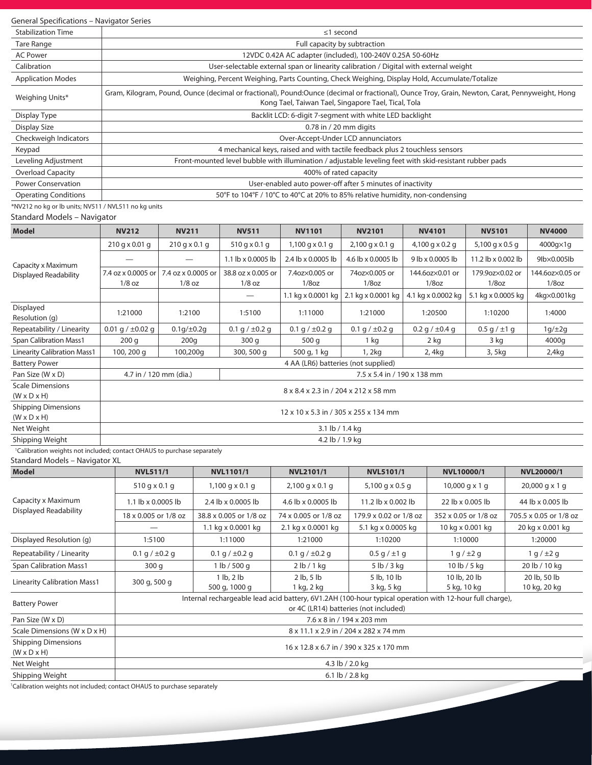General Specifications – Navigator Series

| | |
|---|---|
| Stabilization Time | ≤1 second |
| Tare Range | Full capacity by subtraction |
| AC Power | 12VDC 0.42A AC adapter (included), 100-240V 0.25A 50-60Hz |
| Calibration | User-selectable external span or linearity calibration / Digital with external weight |
| Application Modes | Weighing, Percent Weighing, Parts Counting, Check Weighing, Display Hold, Accumulate/Totalize |
| Weighing Units* | Gram, Kilogram, Pound, Ounce (decimal or fractional), Pound:Ounce (decimal or fractional), Ounce Troy, Grain, Newton, Carat, Pennyweight, Hong Kong Tael, Taiwan Tael, Singapore Tael, Tical, Tola |
| Display Type | Backlit LCD: 6-digit 7-segment with white LED backlight |
| Display Size | 0.78 in / 20 mm digits |
| Checkweigh Indicators | Over-Accept-Under LCD annunciators |
| Keypad | 4 mechanical keys, raised and with tactile feedback plus 2 touchless sensors |
| Leveling Adjustment | Front-mounted level bubble with illumination / adjustable leveling feet with skid-resistant rubber pads |
| Overload Capacity | 400% of rated capacity |
| Power Conservation | User-enabled auto power-off after 5 minutes of inactivity |
| Operating Conditions | 50°F to 104°F / 10°C to 40°C at 20% to 85% relative humidity, non-condensing |

*NV212 no kg or lb units; NV511 / NVL511 no kg units

Standard Models – Navigator

| Model | NV212 | NV211 | NV511 | NV1101 | NV2101 | NV4101 | NV5101 | NV4000 |
|---|---|---|---|---|---|---|---|---|
| Capacity x Maximum Displayed Readability | 210 g x 0.01 g | 210 g x 0.1 g | 510 g x 0.1 g | 1,100 g x 0.1 g | 2,100 g x 0.1 g | 4,100 g x 0.2 g | 5,100 g x 0.5 g | 4000g×1g |
| | — | — | 1.1 lb x 0.0005 lb | 2.4 lb x 0.0005 lb | 4.6 lb x 0.0005 lb | 9 lb x 0.0005 lb | 11.2 lb x 0.002 lb | 9lb×0.005lb |
| | 7.4 oz x 0.0005 or 1/8 oz | 7.4 oz x 0.0005 or 1/8 oz | 38.8 oz x 0.005 or 1/8 oz | 7.4oz×0.005 or 1/8oz | 74oz×0.005 or 1/8oz | 144.6oz×0.01 or 1/8oz | 179.9oz×0.02 or 1/8oz | 144.6oz×0.05 or 1/8oz |
| | | | — | 1.1 kg x 0.0001 kg | 2.1 kg x 0.0001 kg | 4.1 kg x 0.0002 kg | 5.1 kg x 0.0005 kg | 4kg×0.001kg |
| Displayed Resolution (g) | 1:21000 | 1:2100 | 1:5100 | 1:11000 | 1:21000 | 1:20500 | 1:10200 | 1:4000 |
| Repeatability / Linearity | 0.01 g / ±0.02 g | 0.1g/±0.2g | 0.1 g / ±0.2 g | 0.1 g / ±0.2 g | 0.1 g / ±0.2 g | 0.2 g / ±0.4 g | 0.5 g / ±1 g | 1g/±2g |
| Span Calibration Mass1 | 200 g | 200g | 300 g | 500 g | 1 kg | 2 kg | 3 kg | 4000g |
| Linearity Calibration Mass1 | 100, 200 g | 100,200g | 300, 500 g | 500 g, 1 kg | 1, 2kg | 2, 4kg | 3, 5kg | 2,4kg |
| Battery Power | 4 AA (LR6) batteries (not supplied) | | | | | | | |
| Pan Size (W x D) | 4.7 in / 120 mm (dia.) | | 7.5 x 5.4 in / 190 x 138 mm | | | | | |
| Scale Dimensions (W x D x H) | 8 x 8.4 x 2.3 in / 204 x 212 x 58 mm | | | | | | | |
| Shipping Dimensions (W x D x H) | 12 x 10 x 5.3 in / 305 x 255 x 134 mm | | | | | | | |
| Net Weight | 3.1 lb / 1.4 kg | | | | | | | |
| Shipping Weight | 4.2 lb / 1.9 kg | | | | | | | |

[1]Calibration weights not included; contact OHAUS to purchase separately

Standard Models – Navigator XL

| Model | NVL511/1 | NVL1101/1 | NVL2101/1 | NVL5101/1 | NVL10000/1 | NVL20000/1 |
|---|---|---|---|---|---|---|
| Capacity x Maximum Displayed Readability | 510 g x 0.1 g | 1,100 g x 0.1 g | 2,100 g x 0.1 g | 5,100 g x 0.5 g | 10,000 g x 1 g | 20,000 g x 1 g |
| | 1.1 lb x 0.0005 lb | 2.4 lb x 0.0005 lb | 4.6 lb x 0.0005 lb | 11.2 lb x 0.002 lb | 22 lb x 0.005 lb | 44 lb x 0.005 lb |
| | 18 x 0.005 or 1/8 oz | 38.8 x 0.005 or 1/8 oz | 74 x 0.005 or 1/8 oz | 179.9 x 0.02 or 1/8 oz | 352 x 0.05 or 1/8 oz | 705.5 x 0.05 or 1/8 oz |
| | — | 1.1 kg x 0.0001 kg | 2.1 kg x 0.0001 kg | 5.1 kg x 0.0005 kg | 10 kg x 0.001 kg | 20 kg x 0.001 kg |
| Displayed Resolution (g) | 1:5100 | 1:11000 | 1:21000 | 1:10200 | 1:10000 | 1:20000 |
| Repeatability / Linearity | 0.1 g / ±0.2 g | 0.1 g / ±0.2 g | 0.1 g / ±0.2 g | 0.5 g / ±1 g | 1 g / ±2 g | 1 g / ±2 g |
| Span Calibration Mass1 | 300 g | 1 lb / 500 g | 2 lb / 1 kg | 5 lb / 3 kg | 10 lb / 5 kg | 20 lb / 10 kg |
| Linearity Calibration Mass1 | 300 g, 500 g | 1 lb, 2 lb 500 g, 1000 g | 2 lb, 5 lb 1 kg, 2 kg | 5 lb, 10 lb 3 kg, 5 kg | 10 lb, 20 lb 5 kg, 10 kg | 20 lb, 50 lb 10 kg, 20 kg |
| Battery Power | Internal rechargeable lead acid battery, 6V1.2AH (100-hour typical operation with 12-hour full charge), or 4C (LR14) batteries (not included) | | | | | |
| Pan Size (W x D) | 7.6 x 8 in / 194 x 203 mm | | | | | |
| Scale Dimensions (W x D x H) | 8 x 11.1 x 2.9 in / 204 x 282 x 74 mm | | | | | |
| Shipping Dimensions (W x D x H) | 16 x 12.8 x 6.7 in / 390 x 325 x 170 mm | | | | | |
| Net Weight | 4.3 lb / 2.0 kg | | | | | |
| Shipping Weight | 6.1 lb / 2.8 kg | | | | | |

[1]Calibration weights not included; contact OHAUS to purchase separately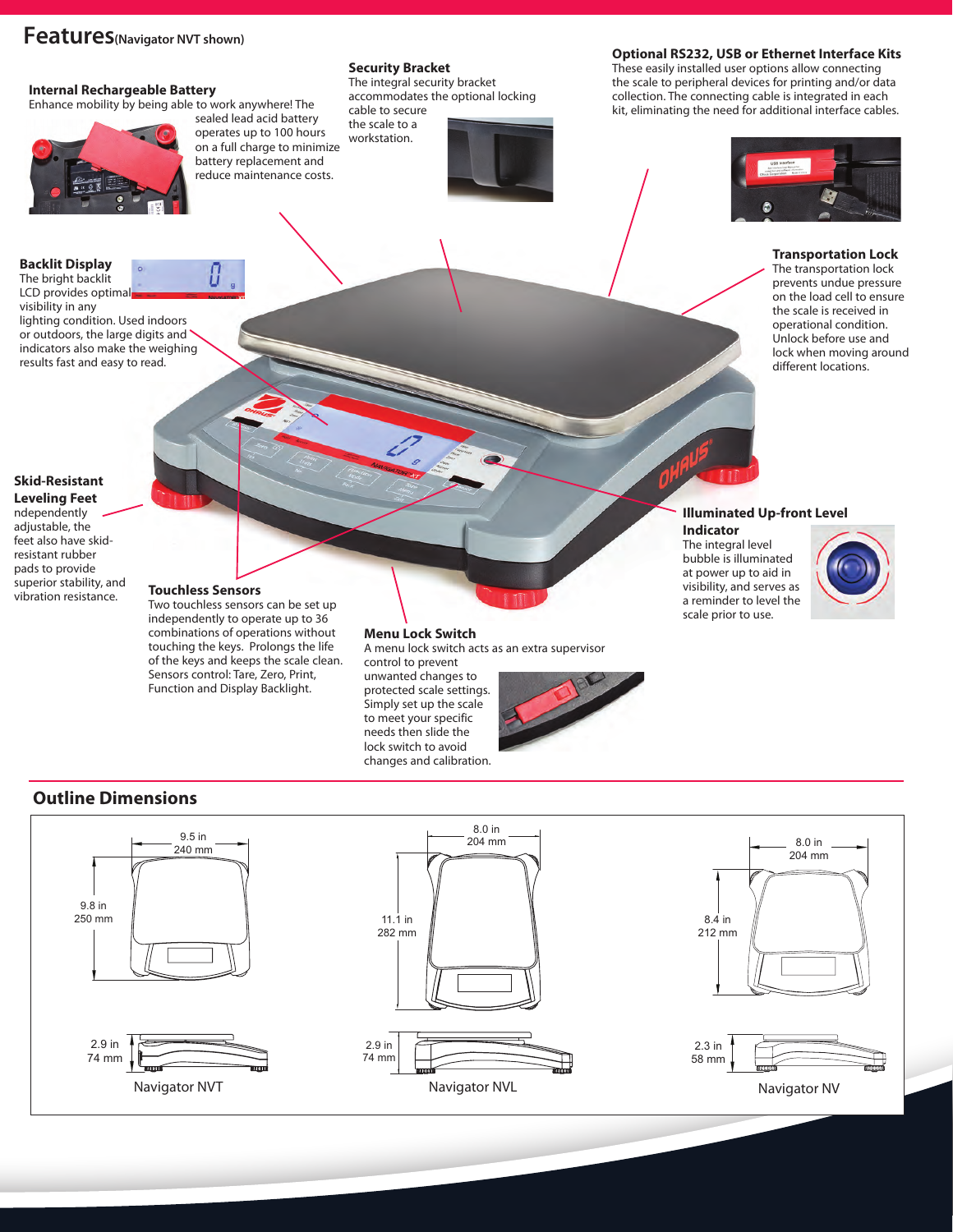# Features (Navigator NVT shown)

### Internal Rechargeable Battery

Enhance mobility by being able to work anywhere! The sealed lead acid battery operates up to 100 hours on a full charge to minimize battery replacement and reduce maintenance costs.

### Security Bracket

The integral security bracket accommodates the optional locking cable to secure the scale to a workstation.

### Optional RS232, USB or Ethernet Interface Kits

These easily installed user options allow connecting the scale to peripheral devices for printing and/or data collection. The connecting cable is integrated in each kit, eliminating the need for additional interface cables.

### Backlit Display

The bright backlit LCD provides optimal visibility in any lighting condition. Used indoors or outdoors, the large digits and indicators also make the weighing results fast and easy to read.

### Transportation Lock

The transportation lock prevents undue pressure on the load cell to ensure the scale is received in operational condition. Unlock before use and lock when moving around different locations.

### Skid-Resistant Leveling Feet

ndependently adjustable, the feet also have skid-resistant rubber pads to provide superior stability, and vibration resistance.

### Illuminated Up-front Level Indicator

The integral level bubble is illuminated at power up to aid in visibility, and serves as a reminder to level the scale prior to use.

### Touchless Sensors

Two touchless sensors can be set up independently to operate up to 36 combinations of operations without touching the keys. Prolongs the life of the keys and keeps the scale clean. Sensors control: Tare, Zero, Print, Function and Display Backlight.

### Menu Lock Switch

A menu lock switch acts as an extra supervisor control to prevent unwanted changes to protected scale settings. Simply set up the scale to meet your specific needs then slide the lock switch to avoid changes and calibration.

## Outline Dimensions

| Model | Width | Depth | Height |
|---|---|---|---|
| Navigator NVT | 9.5 in / 240 mm | 9.8 in / 250 mm | 2.9 in / 74 mm |
| Navigator NVL | 8.0 in / 204 mm | 11.1 in / 282 mm | 2.9 in / 74 mm |
| Navigator NV | 8.0 in / 204 mm | 8.4 in / 212 mm | 2.3 in / 58 mm |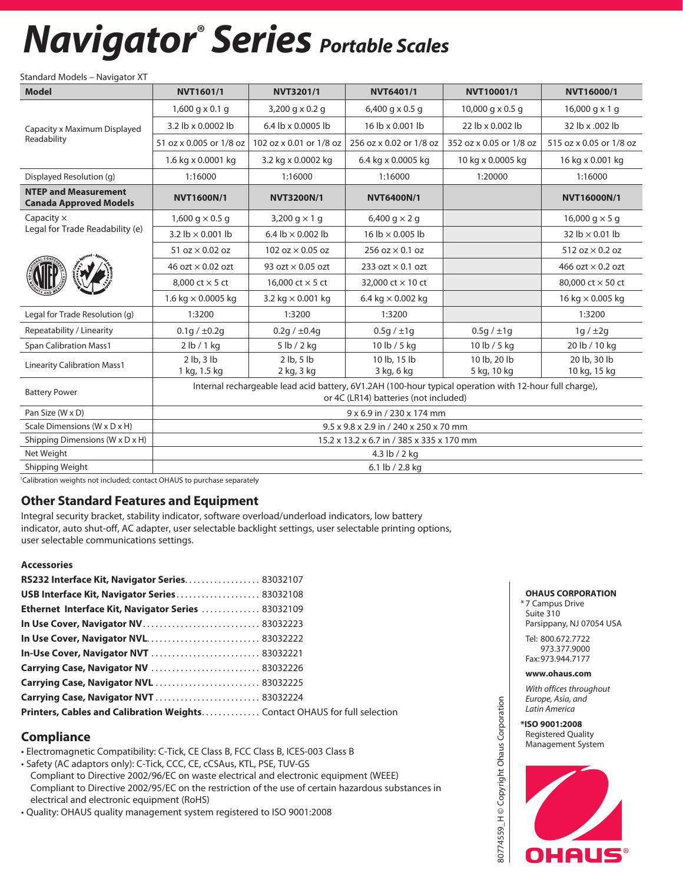#  Navigator® Series *Portable Scales*

Standard Models – Navigator XT

| Model | NVT1601/1 | NVT3201/1 | NVT6401/1 | NVT10001/1 | NVT16000/1 |
|---|---|---|---|---|---|
| Capacity x Maximum Displayed Readability | 1,600 g x 0.1 g | 3,200 g x 0.2 g | 6,400 g x 0.5 g | 10,000 g x 0.5 g | 16,000 g x 1 g |
| | 3.2 lb x 0.0002 lb | 6.4 lb x 0.0005 lb | 16 lb x 0.001 lb | 22 lb x 0.002 lb | 32 lb x .002 lb |
| | 51 oz x 0.005 or 1/8 oz | 102 oz x 0.01 or 1/8 oz | 256 oz x 0.02 or 1/8 oz | 352 oz x 0.05 or 1/8 oz | 515 oz x 0.05 or 1/8 oz |
| | 1.6 kg x 0.0001 kg | 3.2 kg x 0.0002 kg | 6.4 kg x 0.0005 kg | 10 kg x 0.0005 kg | 16 kg x 0.001 kg |
| Displayed Resolution (g) | 1:16000 | 1:16000 | 1:16000 | 1:20000 | 1:16000 |
| **NTEP and Measurement Canada Approved Models** | **NVT1600N/1** | **NVT3200N/1** | **NVT6400N/1** | | **NVT16000N/1** |
| Capacity × Legal for Trade Readability (e) | 1,600 g × 0.5 g | 3,200 g × 1 g | 6,400 g × 2 g | | 16,000 g × 5 g |
| | 3.2 lb × 0.001 lb | 6.4 lb × 0.002 lb | 16 lb × 0.005 lb | | 32 lb × 0.01 lb |
| | 51 oz × 0.02 oz | 102 oz × 0.05 oz | 256 oz × 0.1 oz | | 512 oz × 0.2 oz |
| | 46 ozt × 0.02 ozt | 93 ozt × 0.05 ozt | 233 ozt × 0.1 ozt | | 466 ozt × 0.2 ozt |
| | 8,000 ct × 5 ct | 16,000 ct × 5 ct | 32,000 ct × 10 ct | | 80,000 ct × 50 ct |
| | 1.6 kg × 0.0005 kg | 3.2 kg × 0.001 kg | 6.4 kg × 0.002 kg | | 16 kg × 0.005 kg |
| Legal for Trade Resolution (g) | 1:3200 | 1:3200 | 1:3200 | | 1:3200 |
| Repeatability / Linearity | 0.1g / ±0.2g | 0.2g / ±0.4g | 0.5g / ±1g | 0.5g / ±1g | 1g / ±2g |
| Span Calibration Mass1 | 2 lb / 1 kg | 5 lb / 2 kg | 10 lb / 5 kg | 10 lb / 5 kg | 20 lb / 10 kg |
| Linearity Calibration Mass1 | 2 lb, 3 lb 1 kg, 1.5 kg | 2 lb, 5 lb 2 kg, 3 kg | 10 lb, 15 lb 3 kg, 6 kg | 10 lb, 20 lb 5 kg, 10 kg | 20 lb, 30 lb 10 kg, 15 kg |
| Battery Power | Internal rechargeable lead acid battery, 6V1.2AH (100-hour typical operation with 12-hour full charge), or 4C (LR14) batteries (not included) | | | | |
| Pan Size (W x D) | 9 x 6.9 in / 230 x 174 mm | | | | |
| Scale Dimensions (W x D x H) | 9.5 x 9.8 x 2.9 in / 240 x 250 x 70 mm | | | | |
| Shipping Dimensions (W x D x H) | 15.2 x 13.2 x 6.7 in / 385 x 335 x 170 mm | | | | |
| Net Weight | 4.3 lb / 2 kg | | | | |
| Shipping Weight | 6.1 lb / 2.8 kg | | | | |

[1]Calibration weights not included; contact OHAUS to purchase separately

## Other Standard Features and Equipment

Integral security bracket, stability indicator, software overload/underload indicators, low battery indicator, auto shut-off, AC adapter, user selectable backlight settings, user selectable printing options, user selectable communications settings.

### Accessories

**RS232 Interface Kit, Navigator Series**.................. 83032107
**USB Interface Kit, Navigator Series**.................... 83032108
**Ethernet Interface Kit, Navigator Series** .............. 83032109
**In Use Cover, Navigator NV**............................ 83032223
**In Use Cover, Navigator NVL**........................... 83032222
**In-Use Cover, Navigator NVT** .......................... 83032221
**Carrying Case, Navigator NV** .......................... 83032226
**Carrying Case, Navigator NVL** ......................... 83032225
**Carrying Case, Navigator NVT** ......................... 83032224
**Printers, Cables and Calibration Weights**.............. Contact OHAUS for full selection

## Compliance

- Electromagnetic Compatibility: C-Tick, CE Class B, FCC Class B, ICES-003 Class B
- Safety (AC adaptors only): C-Tick, CCC, CE, cCSAus, KTL, PSE, TUV-GS
  Compliant to Directive 2002/96/EC on waste electrical and electronic equipment (WEEE)
  Compliant to Directive 2002/95/EC on the restriction of the use of certain hazardous substances in electrical and electronic equipment (RoHS)
- Quality: OHAUS quality management system registered to ISO 9001:2008

**OHAUS CORPORATION**
*7 Campus Drive
Suite 310
Parsippany, NJ 07054 USA

Tel: 800.672.7722
973.377.9000
Fax: 973.944.7177

**www.ohaus.com**

*With offices throughout Europe, Asia, and Latin America*

***ISO 9001:2008**
Registered Quality Management System

80774559_H © Copyright Ohaus Corporation

OHAUS®